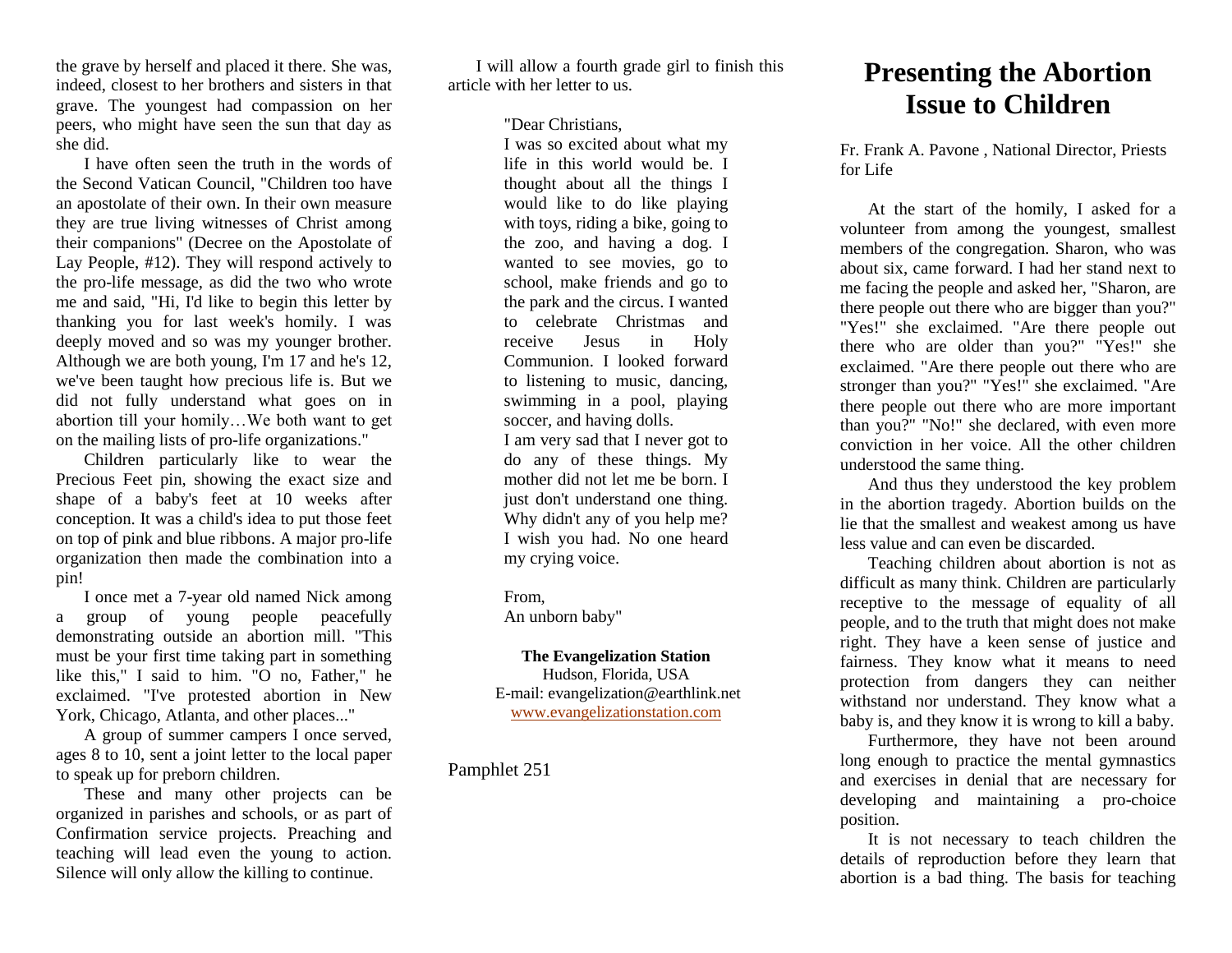# Presenting the Abortion Issue to Children

Fr. Frank A. Pavone , National Director, Priests for Life

At the start of the homily, I asked for a volunteer from among the youngest, smallest members of the congregation. Sharon, who was about six, came forward. I had her stand next to me facing the people and asked her, "Sharon, are there people out there who are bigger than you?" "Yes!" she exclaimed. "Are there people out there who are older than you?" "Yes!" she exclaimed. "Are there people out there who are stronger than you?" "Yes!" she exclaimed. "Are there people out there who are more important than you?" "No!" she declared, with even more conviction in her voice. All the other children understood the same thing.

And thus they understood the key problem in the abortion tragedy. Abortion builds on the lie that the smallest and weakest among us have less value and can even be discarded.

Teaching children about abortion is not as difficult as many think. Children are particularly receptive to the message of equality of all people, and to the truth that might does not make right. They have a keen sense of justice and fairness. They know what it means to need protection from dangers they can neither withstand nor understand. They know what a baby is, and they know it is wrong to kill a baby.

Furthermore, they have not been around long enough to practice the mental gymnastics and exercises in denial that are necessary for developing and maintaining a pro-choice position.

It is not necessary to teach children the details of reproduction before they learn that abortion is a bad thing. The basis for teaching

the grave by herself and placed it there. She was, indeed, closest to her brothers and sisters in that grave. The youngest had compassion on her peers, who might have seen the sun that day as she did.

I have often seen the truth in the words of the Second Vatican Council, "Children too have an apostolate of their own. In their own measure they are true living witnesses of Christ among their companions" (Decree on the Apostolate of Lay People, #12). They will respond actively to the pro-life message, as did the two who wrote me and said, "Hi, I'd like to begin this letter by thanking you for last week's homily. I was deeply moved and so was my younger brother. Although we are both young, I'm 17 and he's 12, we've been taught how precious life is. But we did not fully understand what goes on in abortion till your homily…We both want to get on the mailing lists of pro-life organizations."

Children particularly like to wear the Precious Feet pin, showing the exact size and shape of a baby's feet at 10 weeks after conception. It was a child's idea to put those feet on top of pink and blue ribbons. A major pro-life organization then made the combination into a pin!

I once met a 7-year old named Nick among a group of young people peacefully demonstrating outside an abortion mill. "This must be your first time taking part in something like this," I said to him. "O no, Father," he exclaimed. "I've protested abortion in New York, Chicago, Atlanta, and other places..."

A group of summer campers I once served, ages 8 to 10, sent a joint letter to the local paper to speak up for preborn children.

These and many other projects can be organized in parishes and schools, or as part of Confirmation service projects. Preaching and teaching will lead even the young to action. Silence will only allow the killing to continue.

I will allow a fourth grade girl to finish this article with her letter to us.

> "Dear Christians,
> I was so excited about what my life in this world would be. I thought about all the things I would like to do like playing with toys, riding a bike, going to the zoo, and having a dog. I wanted to see movies, go to school, make friends and go to the park and the circus. I wanted to celebrate Christmas and receive Jesus in Holy Communion. I looked forward to listening to music, dancing, swimming in a pool, playing soccer, and having dolls.
> I am very sad that I never got to do any of these things. My mother did not let me be born. I just don't understand one thing. Why didn't any of you help me? I wish you had. No one heard my crying voice.
>
> From,
> An unborn baby"

**The Evangelization Station**
Hudson, Florida, USA
E-mail: evangelization@earthlink.net
www.evangelizationstation.com

Pamphlet 251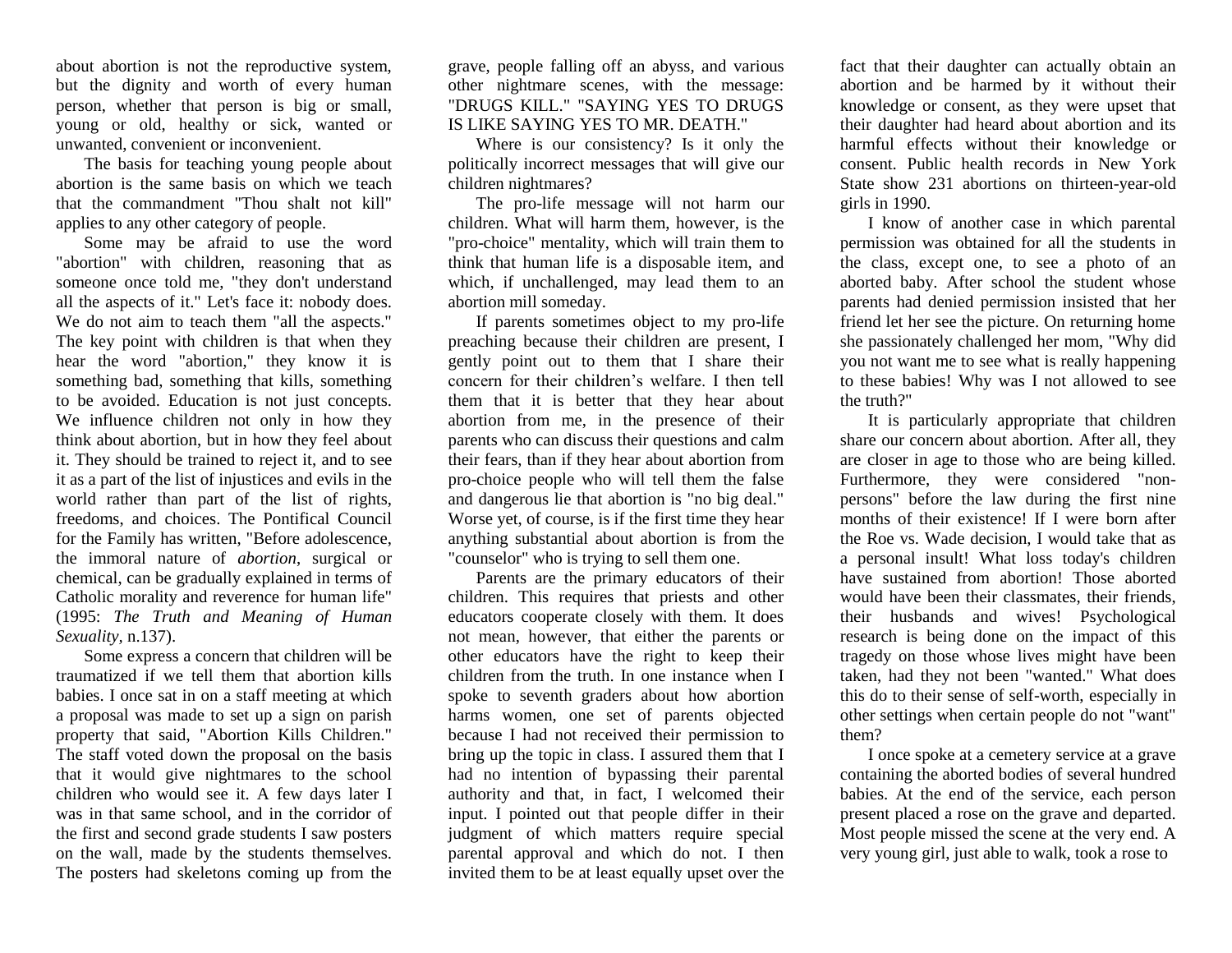about abortion is not the reproductive system, but the dignity and worth of every human person, whether that person is big or small, young or old, healthy or sick, wanted or unwanted, convenient or inconvenient.

The basis for teaching young people about abortion is the same basis on which we teach that the commandment "Thou shalt not kill" applies to any other category of people.

Some may be afraid to use the word "abortion" with children, reasoning that as someone once told me, "they don't understand all the aspects of it." Let's face it: nobody does. We do not aim to teach them "all the aspects." The key point with children is that when they hear the word "abortion," they know it is something bad, something that kills, something to be avoided. Education is not just concepts. We influence children not only in how they think about abortion, but in how they feel about it. They should be trained to reject it, and to see it as a part of the list of injustices and evils in the world rather than part of the list of rights, freedoms, and choices. The Pontifical Council for the Family has written, "Before adolescence, the immoral nature of *abortion*, surgical or chemical, can be gradually explained in terms of Catholic morality and reverence for human life" (1995: *The Truth and Meaning of Human Sexuality*, n.137).

Some express a concern that children will be traumatized if we tell them that abortion kills babies. I once sat in on a staff meeting at which a proposal was made to set up a sign on parish property that said, "Abortion Kills Children." The staff voted down the proposal on the basis that it would give nightmares to the school children who would see it. A few days later I was in that same school, and in the corridor of the first and second grade students I saw posters on the wall, made by the students themselves. The posters had skeletons coming up from the grave, people falling off an abyss, and various other nightmare scenes, with the message: "DRUGS KILL." "SAYING YES TO DRUGS IS LIKE SAYING YES TO MR. DEATH."

Where is our consistency? Is it only the politically incorrect messages that will give our children nightmares?

The pro-life message will not harm our children. What will harm them, however, is the "pro-choice" mentality, which will train them to think that human life is a disposable item, and which, if unchallenged, may lead them to an abortion mill someday.

If parents sometimes object to my pro-life preaching because their children are present, I gently point out to them that I share their concern for their children's welfare. I then tell them that it is better that they hear about abortion from me, in the presence of their parents who can discuss their questions and calm their fears, than if they hear about abortion from pro-choice people who will tell them the false and dangerous lie that abortion is "no big deal." Worse yet, of course, is if the first time they hear anything substantial about abortion is from the "counselor" who is trying to sell them one.

Parents are the primary educators of their children. This requires that priests and other educators cooperate closely with them. It does not mean, however, that either the parents or other educators have the right to keep their children from the truth. In one instance when I spoke to seventh graders about how abortion harms women, one set of parents objected because I had not received their permission to bring up the topic in class. I assured them that I had no intention of bypassing their parental authority and that, in fact, I welcomed their input. I pointed out that people differ in their judgment of which matters require special parental approval and which do not. I then invited them to be at least equally upset over the fact that their daughter can actually obtain an abortion and be harmed by it without their knowledge or consent, as they were upset that their daughter had heard about abortion and its harmful effects without their knowledge or consent. Public health records in New York State show 231 abortions on thirteen-year-old girls in 1990.

I know of another case in which parental permission was obtained for all the students in the class, except one, to see a photo of an aborted baby. After school the student whose parents had denied permission insisted that her friend let her see the picture. On returning home she passionately challenged her mom, "Why did you not want me to see what is really happening to these babies! Why was I not allowed to see the truth?"

It is particularly appropriate that children share our concern about abortion. After all, they are closer in age to those who are being killed. Furthermore, they were considered "non-persons" before the law during the first nine months of their existence! If I were born after the Roe vs. Wade decision, I would take that as a personal insult! What loss today's children have sustained from abortion! Those aborted would have been their classmates, their friends, their husbands and wives! Psychological research is being done on the impact of this tragedy on those whose lives might have been taken, had they not been "wanted." What does this do to their sense of self-worth, especially in other settings when certain people do not "want" them?

I once spoke at a cemetery service at a grave containing the aborted bodies of several hundred babies. At the end of the service, each person present placed a rose on the grave and departed. Most people missed the scene at the very end. A very young girl, just able to walk, took a rose to